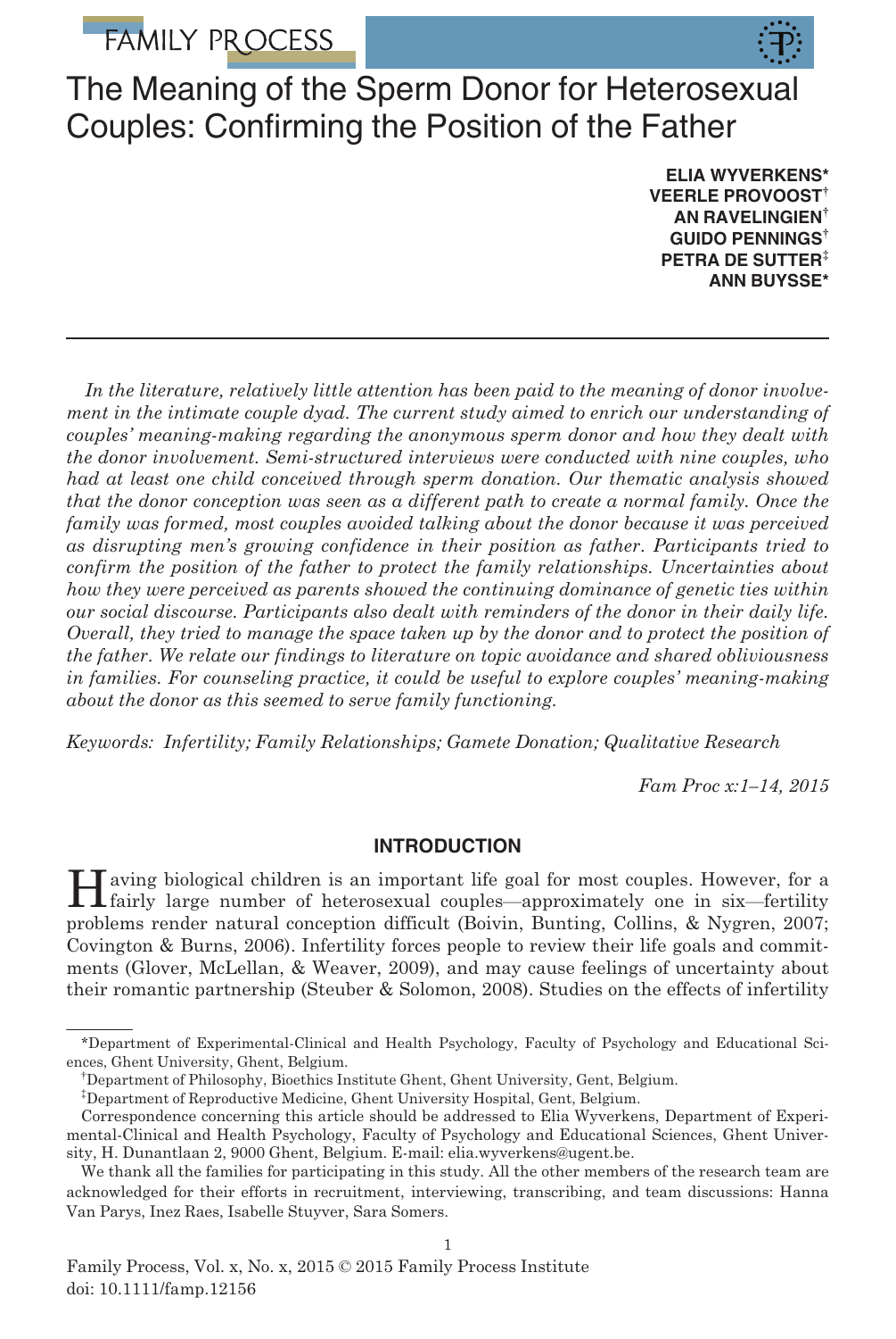# The Meaning of the Sperm Donor for Heterosexual Couples: Confirming the Position of the Father

**ELIA WYVERKENS*
VEERLE PROVOOST†
AN RAVELINGIEN†
GUIDO PENNINGS†
PETRA DE SUTTER‡
ANN BUYSSE***

*In the literature, relatively little attention has been paid to the meaning of donor involvement in the intimate couple dyad. The current study aimed to enrich our understanding of couples' meaning-making regarding the anonymous sperm donor and how they dealt with the donor involvement. Semi-structured interviews were conducted with nine couples, who had at least one child conceived through sperm donation. Our thematic analysis showed that the donor conception was seen as a different path to create a normal family. Once the family was formed, most couples avoided talking about the donor because it was perceived as disrupting men's growing confidence in their position as father. Participants tried to confirm the position of the father to protect the family relationships. Uncertainties about how they were perceived as parents showed the continuing dominance of genetic ties within our social discourse. Participants also dealt with reminders of the donor in their daily life. Overall, they tried to manage the space taken up by the donor and to protect the position of the father. We relate our findings to literature on topic avoidance and shared obliviousness in families. For counseling practice, it could be useful to explore couples' meaning-making about the donor as this seemed to serve family functioning.*

*Keywords: Infertility; Family Relationships; Gamete Donation; Qualitative Research*

*Fam Proc x:1–14, 2015*

## INTRODUCTION

Having biological children is an important life goal for most couples. However, for a fairly large number of heterosexual couples—approximately one in six—fertility problems render natural conception difficult (Boivin, Bunting, Collins, & Nygren, 2007; Covington & Burns, 2006). Infertility forces people to review their life goals and commitments (Glover, McLellan, & Weaver, 2009), and may cause feelings of uncertainty about their romantic partnership (Steuber & Solomon, 2008). Studies on the effects of infertility

*Department of Experimental-Clinical and Health Psychology, Faculty of Psychology and Educational Sciences, Ghent University, Ghent, Belgium.

†Department of Philosophy, Bioethics Institute Ghent, Ghent University, Gent, Belgium.

‡Department of Reproductive Medicine, Ghent University Hospital, Gent, Belgium.

Correspondence concerning this article should be addressed to Elia Wyverkens, Department of Experimental-Clinical and Health Psychology, Faculty of Psychology and Educational Sciences, Ghent University, H. Dunantlaan 2, 9000 Ghent, Belgium. E-mail: elia.wyverkens@ugent.be.

We thank all the families for participating in this study. All the other members of the research team are acknowledged for their efforts in recruitment, interviewing, transcribing, and team discussions: Hanna Van Parys, Inez Raes, Isabelle Stuyver, Sara Somers.

Family Process, Vol. x, No. x, 2015 © 2015 Family Process Institute
doi: 10.1111/famp.12156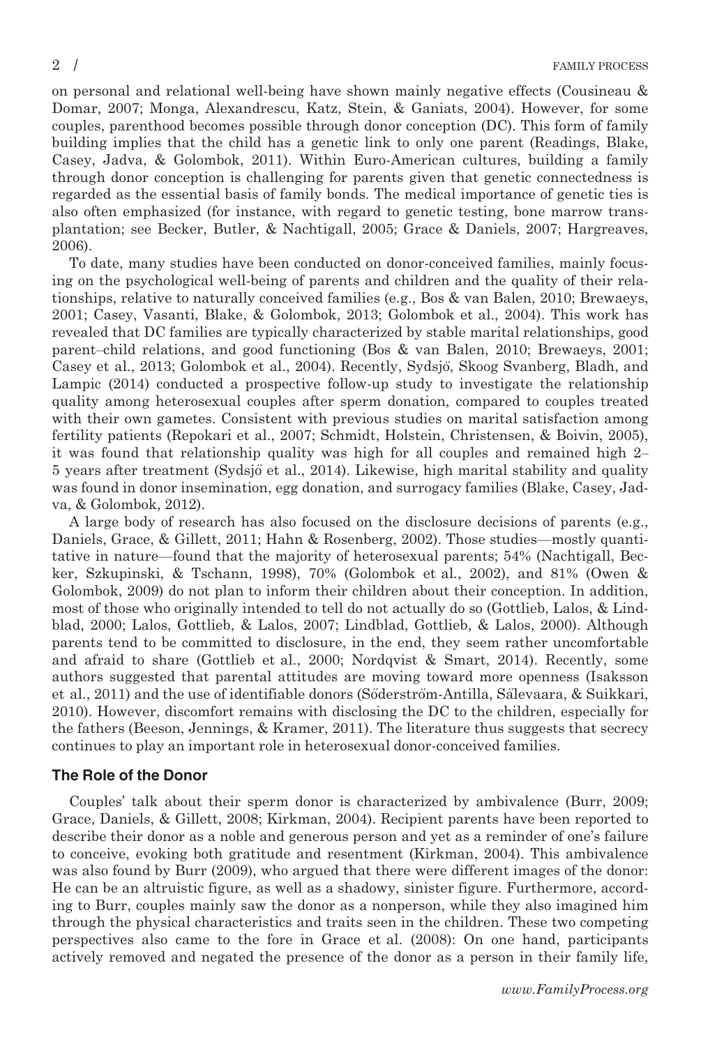on personal and relational well-being have shown mainly negative effects (Cousineau & Domar, 2007; Monga, Alexandrescu, Katz, Stein, & Ganiats, 2004). However, for some couples, parenthood becomes possible through donor conception (DC). This form of family building implies that the child has a genetic link to only one parent (Readings, Blake, Casey, Jadva, & Golombok, 2011). Within Euro-American cultures, building a family through donor conception is challenging for parents given that genetic connectedness is regarded as the essential basis of family bonds. The medical importance of genetic ties is also often emphasized (for instance, with regard to genetic testing, bone marrow transplantation; see Becker, Butler, & Nachtigall, 2005; Grace & Daniels, 2007; Hargreaves, 2006).

To date, many studies have been conducted on donor-conceived families, mainly focusing on the psychological well-being of parents and children and the quality of their relationships, relative to naturally conceived families (e.g., Bos & van Balen, 2010; Brewaeys, 2001; Casey, Vasanti, Blake, & Golombok, 2013; Golombok et al., 2004). This work has revealed that DC families are typically characterized by stable marital relationships, good parent–child relations, and good functioning (Bos & van Balen, 2010; Brewaeys, 2001; Casey et al., 2013; Golombok et al., 2004). Recently, Sydsjö, Skoog Svanberg, Bladh, and Lampic (2014) conducted a prospective follow-up study to investigate the relationship quality among heterosexual couples after sperm donation, compared to couples treated with their own gametes. Consistent with previous studies on marital satisfaction among fertility patients (Repokari et al., 2007; Schmidt, Holstein, Christensen, & Boivin, 2005), it was found that relationship quality was high for all couples and remained high 2–5 years after treatment (Sydsjö et al., 2014). Likewise, high marital stability and quality was found in donor insemination, egg donation, and surrogacy families (Blake, Casey, Jadva, & Golombok, 2012).

A large body of research has also focused on the disclosure decisions of parents (e.g., Daniels, Grace, & Gillett, 2011; Hahn & Rosenberg, 2002). Those studies—mostly quantitative in nature—found that the majority of heterosexual parents; 54% (Nachtigall, Becker, Szkupinski, & Tschann, 1998), 70% (Golombok et al., 2002), and 81% (Owen & Golombok, 2009) do not plan to inform their children about their conception. In addition, most of those who originally intended to tell do not actually do so (Gottlieb, Lalos, & Lindblad, 2000; Lalos, Gottlieb, & Lalos, 2007; Lindblad, Gottlieb, & Lalos, 2000). Although parents tend to be committed to disclosure, in the end, they seem rather uncomfortable and afraid to share (Gottlieb et al., 2000; Nordqvist & Smart, 2014). Recently, some authors suggested that parental attitudes are moving toward more openness (Isaksson et al., 2011) and the use of identifiable donors (Söderström-Antilla, Sälevaara, & Suikkari, 2010). However, discomfort remains with disclosing the DC to the children, especially for the fathers (Beeson, Jennings, & Kramer, 2011). The literature thus suggests that secrecy continues to play an important role in heterosexual donor-conceived families.

### The Role of the Donor

Couples' talk about their sperm donor is characterized by ambivalence (Burr, 2009; Grace, Daniels, & Gillett, 2008; Kirkman, 2004). Recipient parents have been reported to describe their donor as a noble and generous person and yet as a reminder of one's failure to conceive, evoking both gratitude and resentment (Kirkman, 2004). This ambivalence was also found by Burr (2009), who argued that there were different images of the donor: He can be an altruistic figure, as well as a shadowy, sinister figure. Furthermore, according to Burr, couples mainly saw the donor as a nonperson, while they also imagined him through the physical characteristics and traits seen in the children. These two competing perspectives also came to the fore in Grace et al. (2008): On one hand, participants actively removed and negated the presence of the donor as a person in their family life,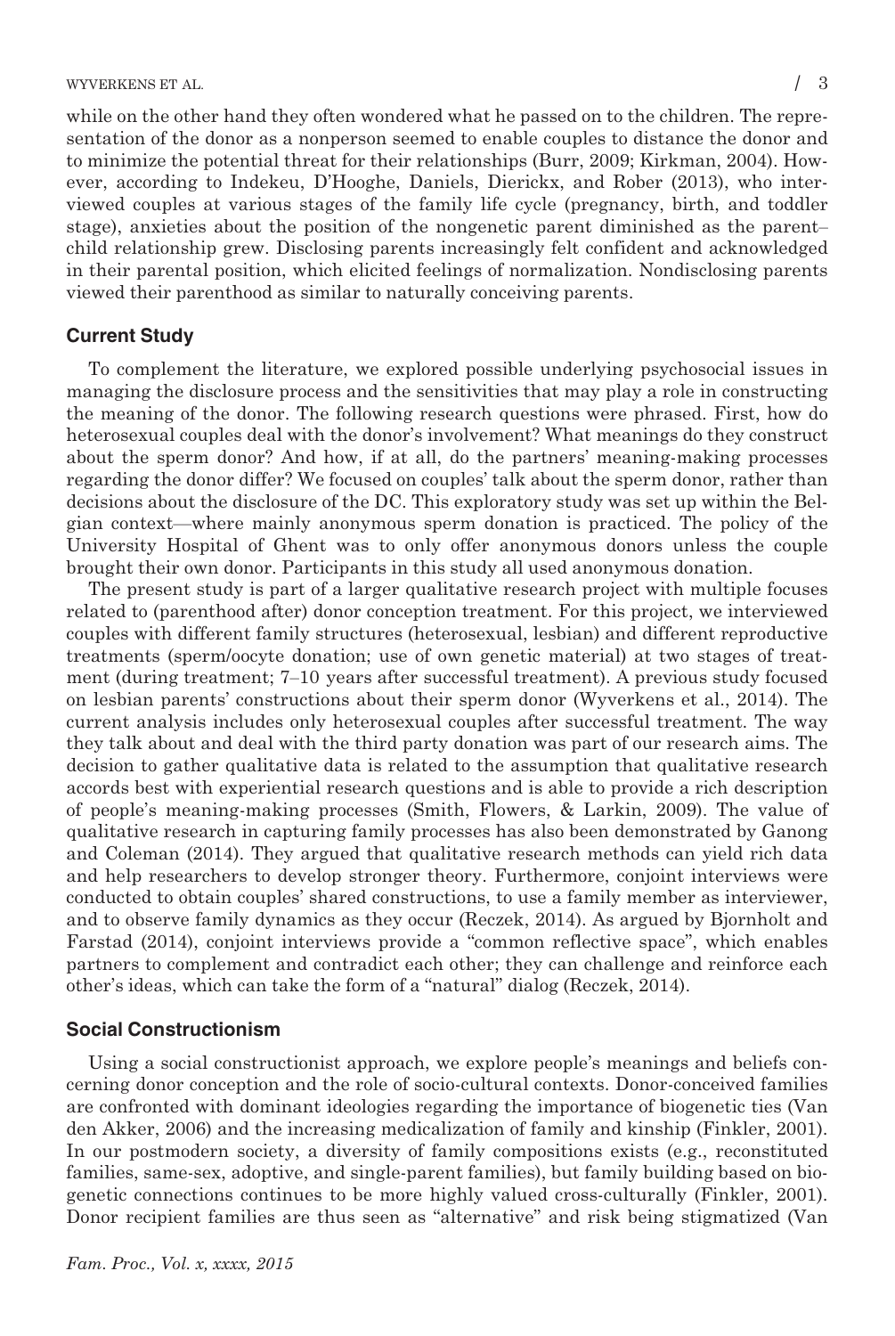while on the other hand they often wondered what he passed on to the children. The representation of the donor as a nonperson seemed to enable couples to distance the donor and to minimize the potential threat for their relationships (Burr, 2009; Kirkman, 2004). However, according to Indekeu, D'Hooghe, Daniels, Dierickx, and Rober (2013), who interviewed couples at various stages of the family life cycle (pregnancy, birth, and toddler stage), anxieties about the position of the nongenetic parent diminished as the parent–child relationship grew. Disclosing parents increasingly felt confident and acknowledged in their parental position, which elicited feelings of normalization. Nondisclosing parents viewed their parenthood as similar to naturally conceiving parents.

## Current Study

To complement the literature, we explored possible underlying psychosocial issues in managing the disclosure process and the sensitivities that may play a role in constructing the meaning of the donor. The following research questions were phrased. First, how do heterosexual couples deal with the donor's involvement? What meanings do they construct about the sperm donor? And how, if at all, do the partners' meaning-making processes regarding the donor differ? We focused on couples' talk about the sperm donor, rather than decisions about the disclosure of the DC. This exploratory study was set up within the Belgian context—where mainly anonymous sperm donation is practiced. The policy of the University Hospital of Ghent was to only offer anonymous donors unless the couple brought their own donor. Participants in this study all used anonymous donation.

The present study is part of a larger qualitative research project with multiple focuses related to (parenthood after) donor conception treatment. For this project, we interviewed couples with different family structures (heterosexual, lesbian) and different reproductive treatments (sperm/oocyte donation; use of own genetic material) at two stages of treatment (during treatment; 7–10 years after successful treatment). A previous study focused on lesbian parents' constructions about their sperm donor (Wyverkens et al., 2014). The current analysis includes only heterosexual couples after successful treatment. The way they talk about and deal with the third party donation was part of our research aims. The decision to gather qualitative data is related to the assumption that qualitative research accords best with experiential research questions and is able to provide a rich description of people's meaning-making processes (Smith, Flowers, & Larkin, 2009). The value of qualitative research in capturing family processes has also been demonstrated by Ganong and Coleman (2014). They argued that qualitative research methods can yield rich data and help researchers to develop stronger theory. Furthermore, conjoint interviews were conducted to obtain couples' shared constructions, to use a family member as interviewer, and to observe family dynamics as they occur (Reczek, 2014). As argued by Bjornholt and Farstad (2014), conjoint interviews provide a "common reflective space", which enables partners to complement and contradict each other; they can challenge and reinforce each other's ideas, which can take the form of a "natural" dialog (Reczek, 2014).

## Social Constructionism

Using a social constructionist approach, we explore people's meanings and beliefs concerning donor conception and the role of socio-cultural contexts. Donor-conceived families are confronted with dominant ideologies regarding the importance of biogenetic ties (Van den Akker, 2006) and the increasing medicalization of family and kinship (Finkler, 2001). In our postmodern society, a diversity of family compositions exists (e.g., reconstituted families, same-sex, adoptive, and single-parent families), but family building based on biogenetic connections continues to be more highly valued cross-culturally (Finkler, 2001). Donor recipient families are thus seen as "alternative" and risk being stigmatized (Van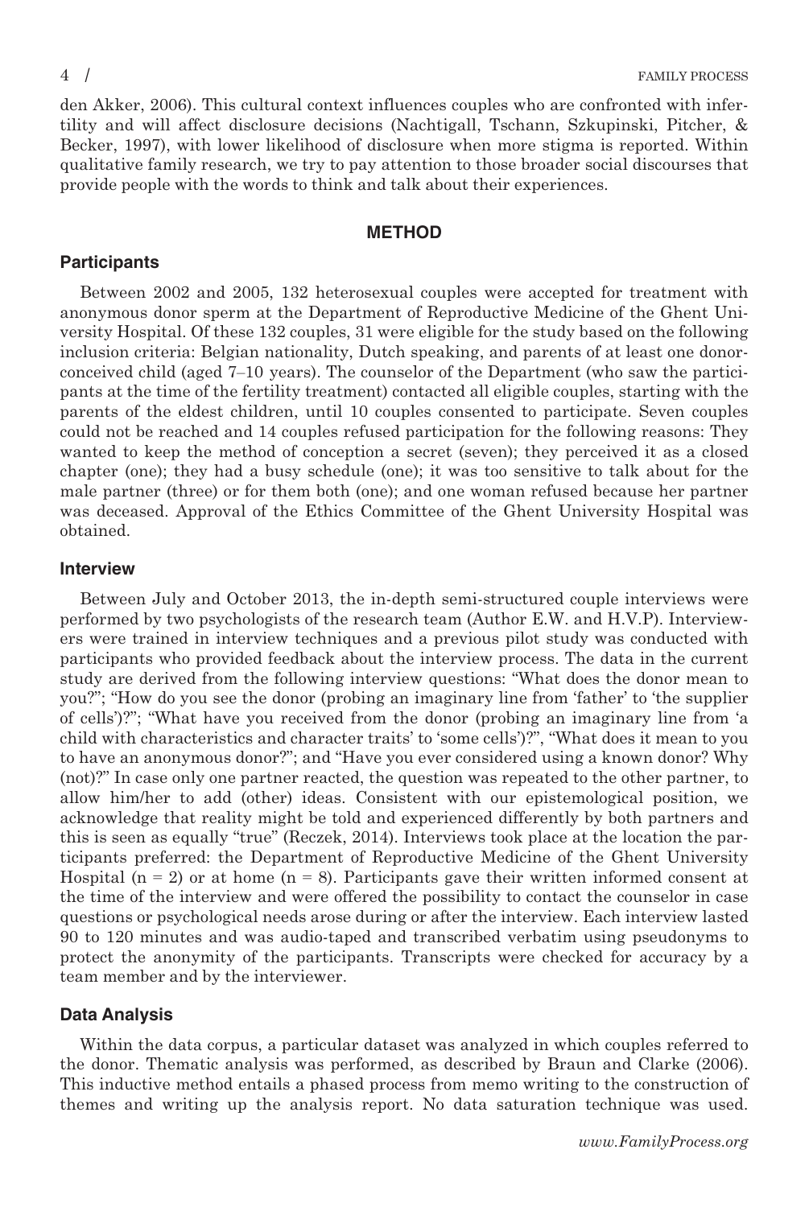den Akker, 2006). This cultural context influences couples who are confronted with infertility and will affect disclosure decisions (Nachtigall, Tschann, Szkupinski, Pitcher, & Becker, 1997), with lower likelihood of disclosure when more stigma is reported. Within qualitative family research, we try to pay attention to those broader social discourses that provide people with the words to think and talk about their experiences.

## METHOD

### Participants

Between 2002 and 2005, 132 heterosexual couples were accepted for treatment with anonymous donor sperm at the Department of Reproductive Medicine of the Ghent University Hospital. Of these 132 couples, 31 were eligible for the study based on the following inclusion criteria: Belgian nationality, Dutch speaking, and parents of at least one donor-conceived child (aged 7–10 years). The counselor of the Department (who saw the participants at the time of the fertility treatment) contacted all eligible couples, starting with the parents of the eldest children, until 10 couples consented to participate. Seven couples could not be reached and 14 couples refused participation for the following reasons: They wanted to keep the method of conception a secret (seven); they perceived it as a closed chapter (one); they had a busy schedule (one); it was too sensitive to talk about for the male partner (three) or for them both (one); and one woman refused because her partner was deceased. Approval of the Ethics Committee of the Ghent University Hospital was obtained.

### Interview

Between July and October 2013, the in-depth semi-structured couple interviews were performed by two psychologists of the research team (Author E.W. and H.V.P). Interviewers were trained in interview techniques and a previous pilot study was conducted with participants who provided feedback about the interview process. The data in the current study are derived from the following interview questions: "What does the donor mean to you?"; "How do you see the donor (probing an imaginary line from 'father' to 'the supplier of cells')?"; "What have you received from the donor (probing an imaginary line from 'a child with characteristics and character traits' to 'some cells')?", "What does it mean to you to have an anonymous donor?"; and "Have you ever considered using a known donor? Why (not)?" In case only one partner reacted, the question was repeated to the other partner, to allow him/her to add (other) ideas. Consistent with our epistemological position, we acknowledge that reality might be told and experienced differently by both partners and this is seen as equally "true" (Reczek, 2014). Interviews took place at the location the participants preferred: the Department of Reproductive Medicine of the Ghent University Hospital ($n = 2$) or at home ($n = 8$). Participants gave their written informed consent at the time of the interview and were offered the possibility to contact the counselor in case questions or psychological needs arose during or after the interview. Each interview lasted 90 to 120 minutes and was audio-taped and transcribed verbatim using pseudonyms to protect the anonymity of the participants. Transcripts were checked for accuracy by a team member and by the interviewer.

### Data Analysis

Within the data corpus, a particular dataset was analyzed in which couples referred to the donor. Thematic analysis was performed, as described by Braun and Clarke (2006). This inductive method entails a phased process from memo writing to the construction of themes and writing up the analysis report. No data saturation technique was used.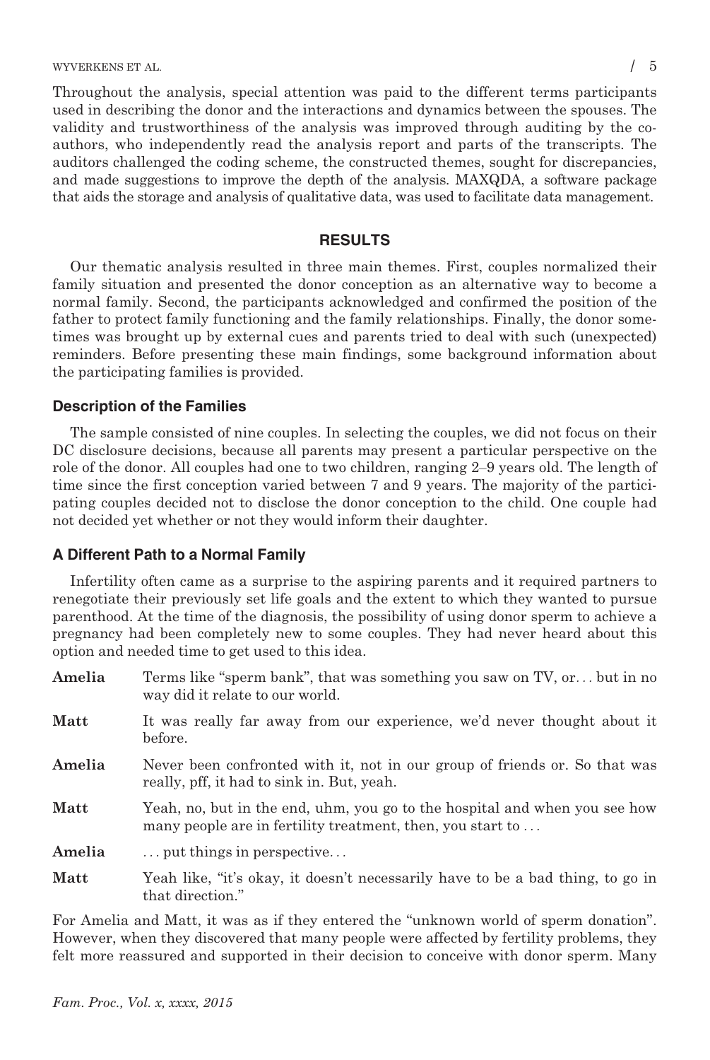Throughout the analysis, special attention was paid to the different terms participants used in describing the donor and the interactions and dynamics between the spouses. The validity and trustworthiness of the analysis was improved through auditing by the co-authors, who independently read the analysis report and parts of the transcripts. The auditors challenged the coding scheme, the constructed themes, sought for discrepancies, and made suggestions to improve the depth of the analysis. MAXQDA, a software package that aids the storage and analysis of qualitative data, was used to facilitate data management.

## RESULTS

Our thematic analysis resulted in three main themes. First, couples normalized their family situation and presented the donor conception as an alternative way to become a normal family. Second, the participants acknowledged and confirmed the position of the father to protect family functioning and the family relationships. Finally, the donor sometimes was brought up by external cues and parents tried to deal with such (unexpected) reminders. Before presenting these main findings, some background information about the participating families is provided.

### Description of the Families

The sample consisted of nine couples. In selecting the couples, we did not focus on their DC disclosure decisions, because all parents may present a particular perspective on the role of the donor. All couples had one to two children, ranging 2–9 years old. The length of time since the first conception varied between 7 and 9 years. The majority of the participating couples decided not to disclose the donor conception to the child. One couple had not decided yet whether or not they would inform their daughter.

### A Different Path to a Normal Family

Infertility often came as a surprise to the aspiring parents and it required partners to renegotiate their previously set life goals and the extent to which they wanted to pursue parenthood. At the time of the diagnosis, the possibility of using donor sperm to achieve a pregnancy had been completely new to some couples. They had never heard about this option and needed time to get used to this idea.

**Amelia** Terms like "sperm bank", that was something you saw on TV, or… but in no way did it relate to our world.

**Matt** It was really far away from our experience, we'd never thought about it before.

**Amelia** Never been confronted with it, not in our group of friends or. So that was really, pff, it had to sink in. But, yeah.

**Matt** Yeah, no, but in the end, uhm, you go to the hospital and when you see how many people are in fertility treatment, then, you start to …

**Amelia** … put things in perspective…

**Matt** Yeah like, "it's okay, it doesn't necessarily have to be a bad thing, to go in that direction."

For Amelia and Matt, it was as if they entered the "unknown world of sperm donation". However, when they discovered that many people were affected by fertility problems, they felt more reassured and supported in their decision to conceive with donor sperm. Many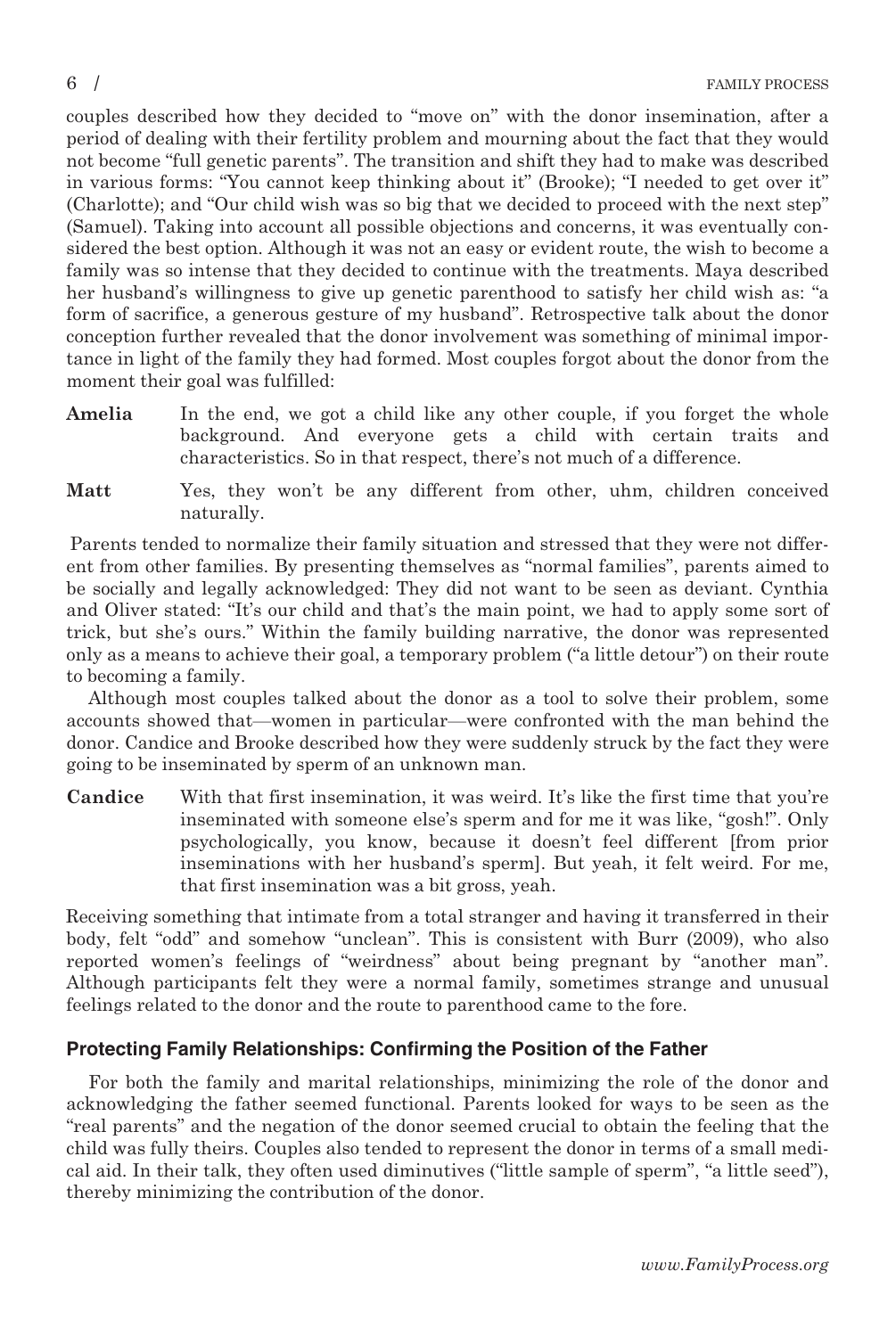couples described how they decided to "move on" with the donor insemination, after a period of dealing with their fertility problem and mourning about the fact that they would not become "full genetic parents". The transition and shift they had to make was described in various forms: "You cannot keep thinking about it" (Brooke); "I needed to get over it" (Charlotte); and "Our child wish was so big that we decided to proceed with the next step" (Samuel). Taking into account all possible objections and concerns, it was eventually considered the best option. Although it was not an easy or evident route, the wish to become a family was so intense that they decided to continue with the treatments. Maya described her husband's willingness to give up genetic parenthood to satisfy her child wish as: "a form of sacrifice, a generous gesture of my husband". Retrospective talk about the donor conception further revealed that the donor involvement was something of minimal importance in light of the family they had formed. Most couples forgot about the donor from the moment their goal was fulfilled:

**Amelia** In the end, we got a child like any other couple, if you forget the whole background. And everyone gets a child with certain traits and characteristics. So in that respect, there's not much of a difference.

**Matt** Yes, they won't be any different from other, uhm, children conceived naturally.

Parents tended to normalize their family situation and stressed that they were not different from other families. By presenting themselves as "normal families", parents aimed to be socially and legally acknowledged: They did not want to be seen as deviant. Cynthia and Oliver stated: "It's our child and that's the main point, we had to apply some sort of trick, but she's ours." Within the family building narrative, the donor was represented only as a means to achieve their goal, a temporary problem ("a little detour") on their route to becoming a family.

Although most couples talked about the donor as a tool to solve their problem, some accounts showed that—women in particular—were confronted with the man behind the donor. Candice and Brooke described how they were suddenly struck by the fact they were going to be inseminated by sperm of an unknown man.

**Candice** With that first insemination, it was weird. It's like the first time that you're inseminated with someone else's sperm and for me it was like, "gosh!". Only psychologically, you know, because it doesn't feel different [from prior inseminations with her husband's sperm]. But yeah, it felt weird. For me, that first insemination was a bit gross, yeah.

Receiving something that intimate from a total stranger and having it transferred in their body, felt "odd" and somehow "unclean". This is consistent with Burr (2009), who also reported women's feelings of "weirdness" about being pregnant by "another man". Although participants felt they were a normal family, sometimes strange and unusual feelings related to the donor and the route to parenthood came to the fore.

### Protecting Family Relationships: Confirming the Position of the Father

For both the family and marital relationships, minimizing the role of the donor and acknowledging the father seemed functional. Parents looked for ways to be seen as the "real parents" and the negation of the donor seemed crucial to obtain the feeling that the child was fully theirs. Couples also tended to represent the donor in terms of a small medical aid. In their talk, they often used diminutives ("little sample of sperm", "a little seed"), thereby minimizing the contribution of the donor.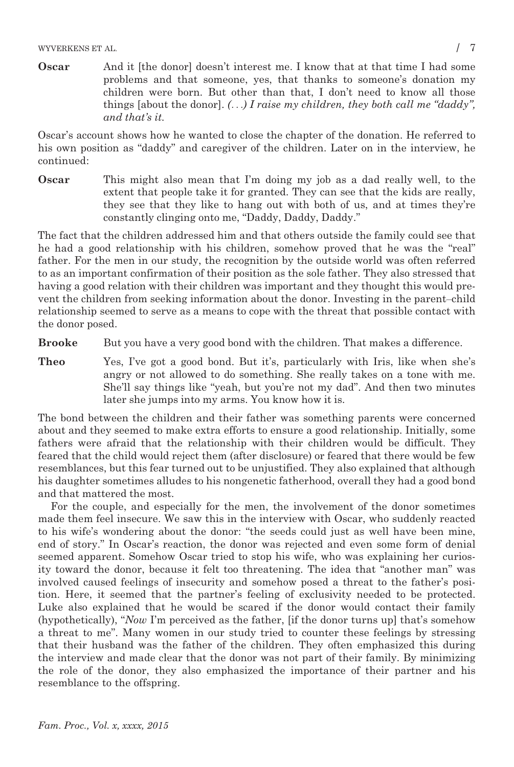**Oscar** And it [the donor] doesn't interest me. I know that at that time I had some problems and that someone, yes, that thanks to someone's donation my children were born. But other than that, I don't need to know all those things [about the donor]. *(...) I raise my children, they both call me "daddy", and that's it.*

Oscar's account shows how he wanted to close the chapter of the donation. He referred to his own position as "daddy" and caregiver of the children. Later on in the interview, he continued:

**Oscar** This might also mean that I'm doing my job as a dad really well, to the extent that people take it for granted. They can see that the kids are really, they see that they like to hang out with both of us, and at times they're constantly clinging onto me, "Daddy, Daddy, Daddy."

The fact that the children addressed him and that others outside the family could see that he had a good relationship with his children, somehow proved that he was the "real" father. For the men in our study, the recognition by the outside world was often referred to as an important confirmation of their position as the sole father. They also stressed that having a good relation with their children was important and they thought this would prevent the children from seeking information about the donor. Investing in the parent–child relationship seemed to serve as a means to cope with the threat that possible contact with the donor posed.

**Brooke** But you have a very good bond with the children. That makes a difference.

**Theo** Yes, I've got a good bond. But it's, particularly with Iris, like when she's angry or not allowed to do something. She really takes on a tone with me. She'll say things like "yeah, but you're not my dad". And then two minutes later she jumps into my arms. You know how it is.

The bond between the children and their father was something parents were concerned about and they seemed to make extra efforts to ensure a good relationship. Initially, some fathers were afraid that the relationship with their children would be difficult. They feared that the child would reject them (after disclosure) or feared that there would be few resemblances, but this fear turned out to be unjustified. They also explained that although his daughter sometimes alludes to his nongenetic fatherhood, overall they had a good bond and that mattered the most.

For the couple, and especially for the men, the involvement of the donor sometimes made them feel insecure. We saw this in the interview with Oscar, who suddenly reacted to his wife's wondering about the donor: "the seeds could just as well have been mine, end of story." In Oscar's reaction, the donor was rejected and even some form of denial seemed apparent. Somehow Oscar tried to stop his wife, who was explaining her curiosity toward the donor, because it felt too threatening. The idea that "another man" was involved caused feelings of insecurity and somehow posed a threat to the father's position. Here, it seemed that the partner's feeling of exclusivity needed to be protected. Luke also explained that he would be scared if the donor would contact their family (hypothetically), "*Now* I'm perceived as the father, [if the donor turns up] that's somehow a threat to me". Many women in our study tried to counter these feelings by stressing that their husband was the father of the children. They often emphasized this during the interview and made clear that the donor was not part of their family. By minimizing the role of the donor, they also emphasized the importance of their partner and his resemblance to the offspring.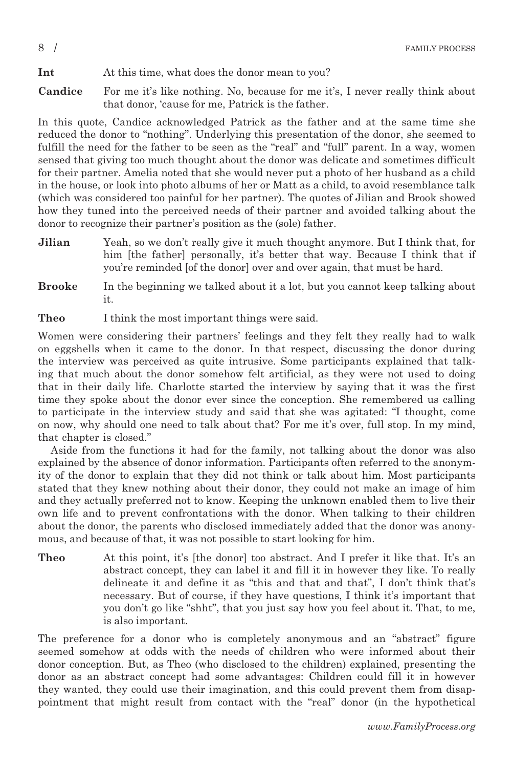**Int** At this time, what does the donor mean to you?

**Candice** For me it's like nothing. No, because for me it's, I never really think about that donor, 'cause for me, Patrick is the father.

In this quote, Candice acknowledged Patrick as the father and at the same time she reduced the donor to "nothing". Underlying this presentation of the donor, she seemed to fulfill the need for the father to be seen as the "real" and "full" parent. In a way, women sensed that giving too much thought about the donor was delicate and sometimes difficult for their partner. Amelia noted that she would never put a photo of her husband as a child in the house, or look into photo albums of her or Matt as a child, to avoid resemblance talk (which was considered too painful for her partner). The quotes of Jilian and Brook showed how they tuned into the perceived needs of their partner and avoided talking about the donor to recognize their partner's position as the (sole) father.

**Jilian** Yeah, so we don't really give it much thought anymore. But I think that, for him [the father] personally, it's better that way. Because I think that if you're reminded [of the donor] over and over again, that must be hard.

**Brooke** In the beginning we talked about it a lot, but you cannot keep talking about it.

**Theo** I think the most important things were said.

Women were considering their partners' feelings and they felt they really had to walk on eggshells when it came to the donor. In that respect, discussing the donor during the interview was perceived as quite intrusive. Some participants explained that talking that much about the donor somehow felt artificial, as they were not used to doing that in their daily life. Charlotte started the interview by saying that it was the first time they spoke about the donor ever since the conception. She remembered us calling to participate in the interview study and said that she was agitated: "I thought, come on now, why should one need to talk about that? For me it's over, full stop. In my mind, that chapter is closed."

Aside from the functions it had for the family, not talking about the donor was also explained by the absence of donor information. Participants often referred to the anonymity of the donor to explain that they did not think or talk about him. Most participants stated that they knew nothing about their donor, they could not make an image of him and they actually preferred not to know. Keeping the unknown enabled them to live their own life and to prevent confrontations with the donor. When talking to their children about the donor, the parents who disclosed immediately added that the donor was anonymous, and because of that, it was not possible to start looking for him.

**Theo** At this point, it's [the donor] too abstract. And I prefer it like that. It's an abstract concept, they can label it and fill it in however they like. To really delineate it and define it as "this and that and that", I don't think that's necessary. But of course, if they have questions, I think it's important that you don't go like "shht", that you just say how you feel about it. That, to me, is also important.

The preference for a donor who is completely anonymous and an "abstract" figure seemed somehow at odds with the needs of children who were informed about their donor conception. But, as Theo (who disclosed to the children) explained, presenting the donor as an abstract concept had some advantages: Children could fill it in however they wanted, they could use their imagination, and this could prevent them from disappointment that might result from contact with the "real" donor (in the hypothetical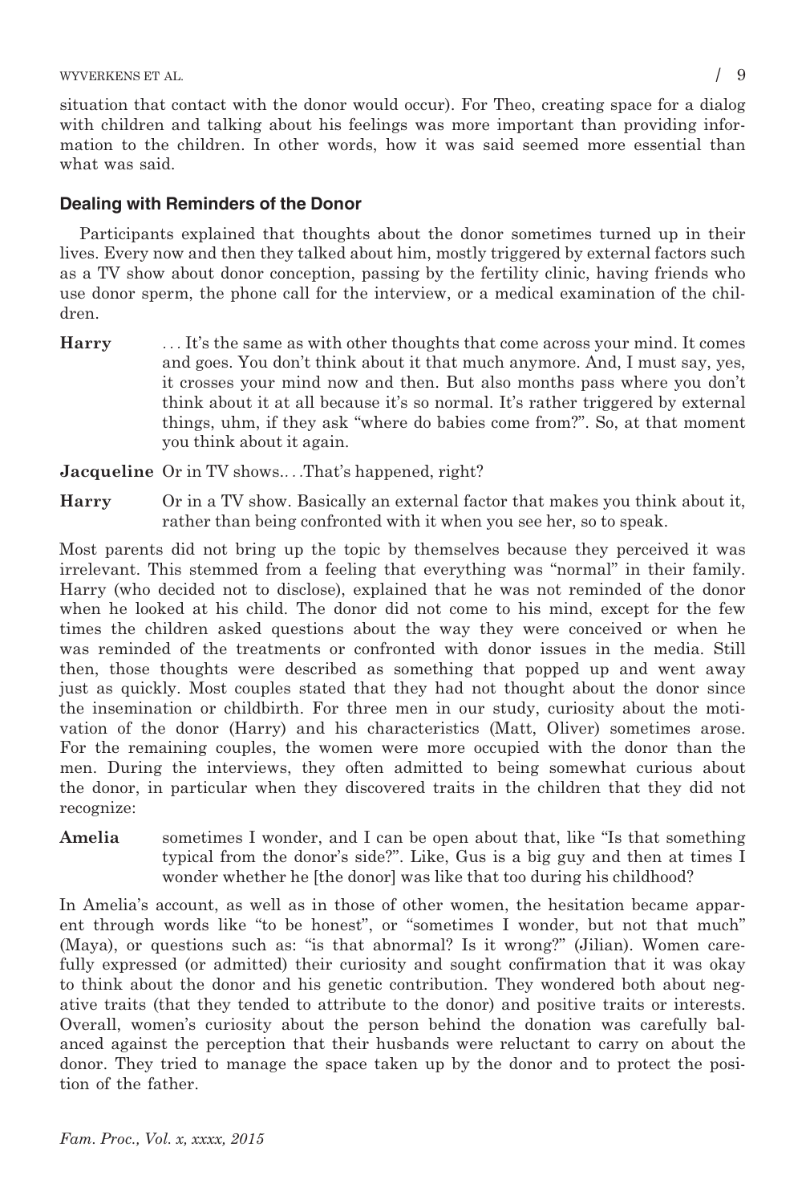situation that contact with the donor would occur). For Theo, creating space for a dialog with children and talking about his feelings was more important than providing information to the children. In other words, how it was said seemed more essential than what was said.

### Dealing with Reminders of the Donor

Participants explained that thoughts about the donor sometimes turned up in their lives. Every now and then they talked about him, mostly triggered by external factors such as a TV show about donor conception, passing by the fertility clinic, having friends who use donor sperm, the phone call for the interview, or a medical examination of the children.

**Harry** . . . It's the same as with other thoughts that come across your mind. It comes and goes. You don't think about it that much anymore. And, I must say, yes, it crosses your mind now and then. But also months pass where you don't think about it at all because it's so normal. It's rather triggered by external things, uhm, if they ask "where do babies come from?". So, at that moment you think about it again.

**Jacqueline** Or in TV shows. . . .That's happened, right?

**Harry** Or in a TV show. Basically an external factor that makes you think about it, rather than being confronted with it when you see her, so to speak.

Most parents did not bring up the topic by themselves because they perceived it was irrelevant. This stemmed from a feeling that everything was "normal" in their family. Harry (who decided not to disclose), explained that he was not reminded of the donor when he looked at his child. The donor did not come to his mind, except for the few times the children asked questions about the way they were conceived or when he was reminded of the treatments or confronted with donor issues in the media. Still then, those thoughts were described as something that popped up and went away just as quickly. Most couples stated that they had not thought about the donor since the insemination or childbirth. For three men in our study, curiosity about the motivation of the donor (Harry) and his characteristics (Matt, Oliver) sometimes arose. For the remaining couples, the women were more occupied with the donor than the men. During the interviews, they often admitted to being somewhat curious about the donor, in particular when they discovered traits in the children that they did not recognize:

**Amelia** sometimes I wonder, and I can be open about that, like "Is that something typical from the donor's side?". Like, Gus is a big guy and then at times I wonder whether he [the donor] was like that too during his childhood?

In Amelia's account, as well as in those of other women, the hesitation became apparent through words like "to be honest", or "sometimes I wonder, but not that much" (Maya), or questions such as: "is that abnormal? Is it wrong?" (Jilian). Women carefully expressed (or admitted) their curiosity and sought confirmation that it was okay to think about the donor and his genetic contribution. They wondered both about negative traits (that they tended to attribute to the donor) and positive traits or interests. Overall, women's curiosity about the person behind the donation was carefully balanced against the perception that their husbands were reluctant to carry on about the donor. They tried to manage the space taken up by the donor and to protect the position of the father.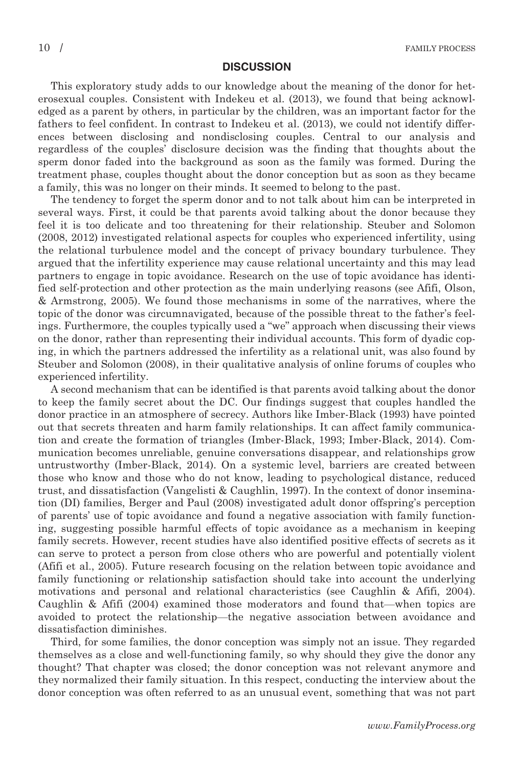## DISCUSSION

This exploratory study adds to our knowledge about the meaning of the donor for heterosexual couples. Consistent with Indekeu et al. (2013), we found that being acknowledged as a parent by others, in particular by the children, was an important factor for the fathers to feel confident. In contrast to Indekeu et al. (2013), we could not identify differences between disclosing and nondisclosing couples. Central to our analysis and regardless of the couples' disclosure decision was the finding that thoughts about the sperm donor faded into the background as soon as the family was formed. During the treatment phase, couples thought about the donor conception but as soon as they became a family, this was no longer on their minds. It seemed to belong to the past.

The tendency to forget the sperm donor and to not talk about him can be interpreted in several ways. First, it could be that parents avoid talking about the donor because they feel it is too delicate and too threatening for their relationship. Steuber and Solomon (2008, 2012) investigated relational aspects for couples who experienced infertility, using the relational turbulence model and the concept of privacy boundary turbulence. They argued that the infertility experience may cause relational uncertainty and this may lead partners to engage in topic avoidance. Research on the use of topic avoidance has identified self-protection and other protection as the main underlying reasons (see Afifi, Olson, & Armstrong, 2005). We found those mechanisms in some of the narratives, where the topic of the donor was circumnavigated, because of the possible threat to the father's feelings. Furthermore, the couples typically used a "we" approach when discussing their views on the donor, rather than representing their individual accounts. This form of dyadic coping, in which the partners addressed the infertility as a relational unit, was also found by Steuber and Solomon (2008), in their qualitative analysis of online forums of couples who experienced infertility.

A second mechanism that can be identified is that parents avoid talking about the donor to keep the family secret about the DC. Our findings suggest that couples handled the donor practice in an atmosphere of secrecy. Authors like Imber-Black (1993) have pointed out that secrets threaten and harm family relationships. It can affect family communication and create the formation of triangles (Imber-Black, 1993; Imber-Black, 2014). Communication becomes unreliable, genuine conversations disappear, and relationships grow untrustworthy (Imber-Black, 2014). On a systemic level, barriers are created between those who know and those who do not know, leading to psychological distance, reduced trust, and dissatisfaction (Vangelisti & Caughlin, 1997). In the context of donor insemination (DI) families, Berger and Paul (2008) investigated adult donor offspring's perception of parents' use of topic avoidance and found a negative association with family functioning, suggesting possible harmful effects of topic avoidance as a mechanism in keeping family secrets. However, recent studies have also identified positive effects of secrets as it can serve to protect a person from close others who are powerful and potentially violent (Afifi et al., 2005). Future research focusing on the relation between topic avoidance and family functioning or relationship satisfaction should take into account the underlying motivations and personal and relational characteristics (see Caughlin & Afifi, 2004). Caughlin & Afifi (2004) examined those moderators and found that—when topics are avoided to protect the relationship—the negative association between avoidance and dissatisfaction diminishes.

Third, for some families, the donor conception was simply not an issue. They regarded themselves as a close and well-functioning family, so why should they give the donor any thought? That chapter was closed; the donor conception was not relevant anymore and they normalized their family situation. In this respect, conducting the interview about the donor conception was often referred to as an unusual event, something that was not part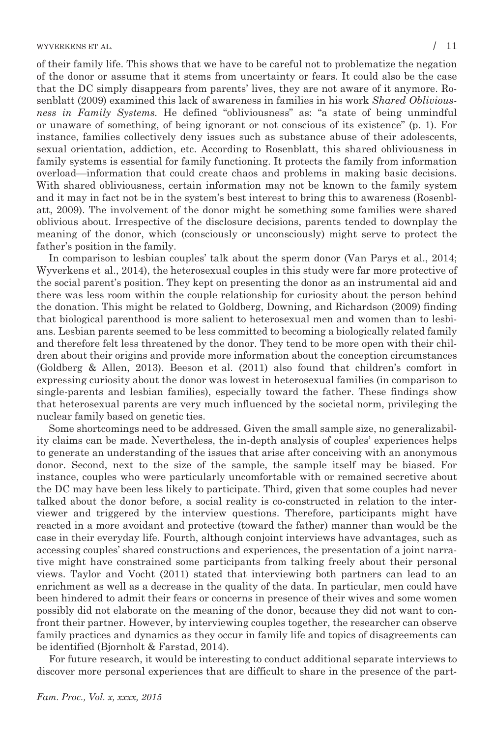of their family life. This shows that we have to be careful not to problematize the negation of the donor or assume that it stems from uncertainty or fears. It could also be the case that the DC simply disappears from parents' lives, they are not aware of it anymore. Rosenblatt (2009) examined this lack of awareness in families in his work *Shared Obliviousness in Family Systems.* He defined "obliviousness" as: "a state of being unmindful or unaware of something, of being ignorant or not conscious of its existence" (p. 1). For instance, families collectively deny issues such as substance abuse of their adolescents, sexual orientation, addiction, etc. According to Rosenblatt, this shared obliviousness in family systems is essential for family functioning. It protects the family from information overload—information that could create chaos and problems in making basic decisions. With shared obliviousness, certain information may not be known to the family system and it may in fact not be in the system's best interest to bring this to awareness (Rosenblatt, 2009). The involvement of the donor might be something some families were shared oblivious about. Irrespective of the disclosure decisions, parents tended to downplay the meaning of the donor, which (consciously or unconsciously) might serve to protect the father's position in the family.

In comparison to lesbian couples' talk about the sperm donor (Van Parys et al., 2014; Wyverkens et al., 2014), the heterosexual couples in this study were far more protective of the social parent's position. They kept on presenting the donor as an instrumental aid and there was less room within the couple relationship for curiosity about the person behind the donation. This might be related to Goldberg, Downing, and Richardson (2009) finding that biological parenthood is more salient to heterosexual men and women than to lesbians. Lesbian parents seemed to be less committed to becoming a biologically related family and therefore felt less threatened by the donor. They tend to be more open with their children about their origins and provide more information about the conception circumstances (Goldberg & Allen, 2013). Beeson et al. (2011) also found that children's comfort in expressing curiosity about the donor was lowest in heterosexual families (in comparison to single-parents and lesbian families), especially toward the father. These findings show that heterosexual parents are very much influenced by the societal norm, privileging the nuclear family based on genetic ties.

Some shortcomings need to be addressed. Given the small sample size, no generalizability claims can be made. Nevertheless, the in-depth analysis of couples' experiences helps to generate an understanding of the issues that arise after conceiving with an anonymous donor. Second, next to the size of the sample, the sample itself may be biased. For instance, couples who were particularly uncomfortable with or remained secretive about the DC may have been less likely to participate. Third, given that some couples had never talked about the donor before, a social reality is co-constructed in relation to the interviewer and triggered by the interview questions. Therefore, participants might have reacted in a more avoidant and protective (toward the father) manner than would be the case in their everyday life. Fourth, although conjoint interviews have advantages, such as accessing couples' shared constructions and experiences, the presentation of a joint narrative might have constrained some participants from talking freely about their personal views. Taylor and Vocht (2011) stated that interviewing both partners can lead to an enrichment as well as a decrease in the quality of the data. In particular, men could have been hindered to admit their fears or concerns in presence of their wives and some women possibly did not elaborate on the meaning of the donor, because they did not want to confront their partner. However, by interviewing couples together, the researcher can observe family practices and dynamics as they occur in family life and topics of disagreements can be identified (Bjornholt & Farstad, 2014).

For future research, it would be interesting to conduct additional separate interviews to discover more personal experiences that are difficult to share in the presence of the part-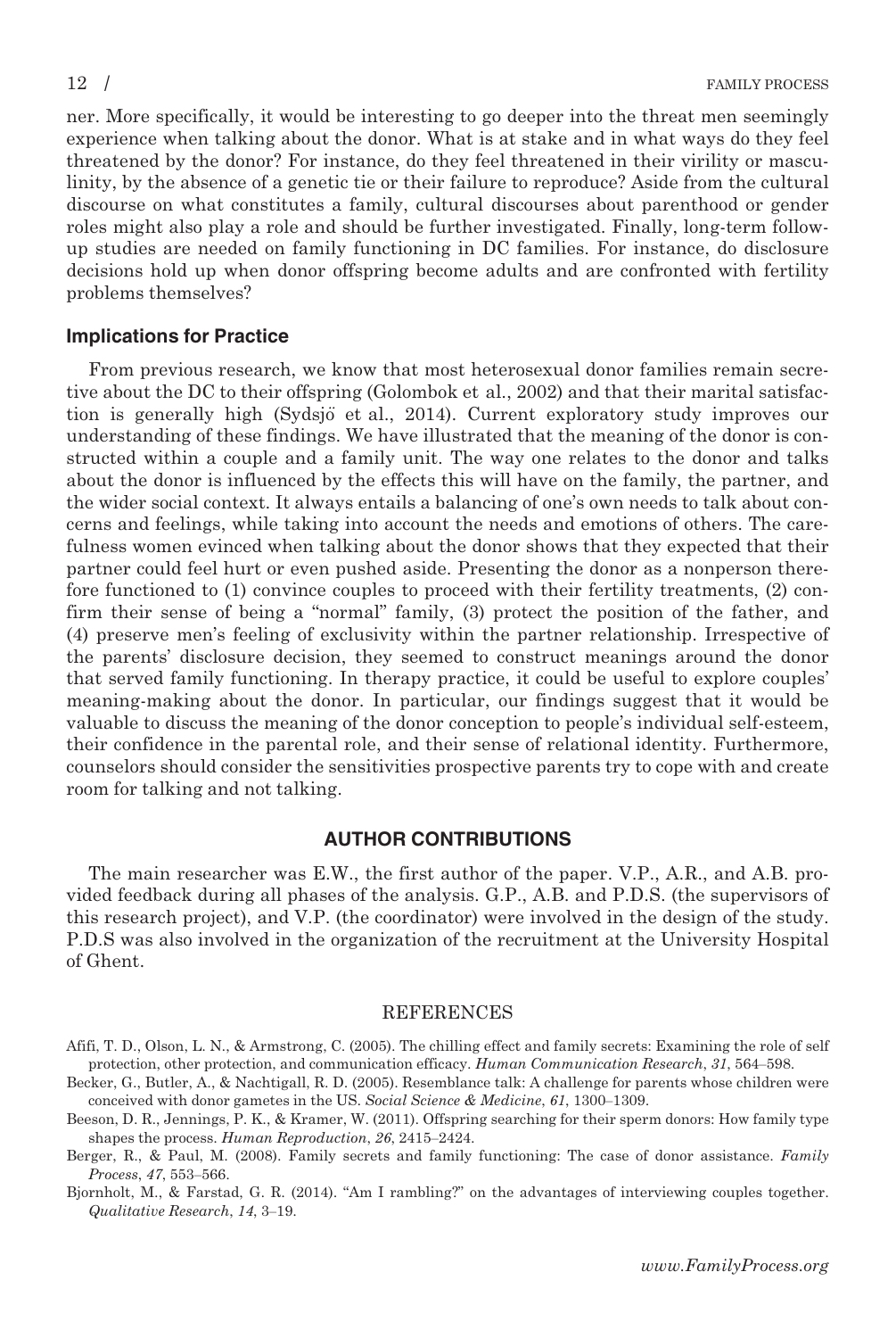ner. More specifically, it would be interesting to go deeper into the threat men seemingly experience when talking about the donor. What is at stake and in what ways do they feel threatened by the donor? For instance, do they feel threatened in their virility or masculinity, by the absence of a genetic tie or their failure to reproduce? Aside from the cultural discourse on what constitutes a family, cultural discourses about parenthood or gender roles might also play a role and should be further investigated. Finally, long-term follow-up studies are needed on family functioning in DC families. For instance, do disclosure decisions hold up when donor offspring become adults and are confronted with fertility problems themselves?

### Implications for Practice

From previous research, we know that most heterosexual donor families remain secretive about the DC to their offspring (Golombok et al., 2002) and that their marital satisfaction is generally high (Sydsjö et al., 2014). Current exploratory study improves our understanding of these findings. We have illustrated that the meaning of the donor is constructed within a couple and a family unit. The way one relates to the donor and talks about the donor is influenced by the effects this will have on the family, the partner, and the wider social context. It always entails a balancing of one's own needs to talk about concerns and feelings, while taking into account the needs and emotions of others. The carefulness women evinced when talking about the donor shows that they expected that their partner could feel hurt or even pushed aside. Presenting the donor as a nonperson therefore functioned to (1) convince couples to proceed with their fertility treatments, (2) confirm their sense of being a "normal" family, (3) protect the position of the father, and (4) preserve men's feeling of exclusivity within the partner relationship. Irrespective of the parents' disclosure decision, they seemed to construct meanings around the donor that served family functioning. In therapy practice, it could be useful to explore couples' meaning-making about the donor. In particular, our findings suggest that it would be valuable to discuss the meaning of the donor conception to people's individual self-esteem, their confidence in the parental role, and their sense of relational identity. Furthermore, counselors should consider the sensitivities prospective parents try to cope with and create room for talking and not talking.

## AUTHOR CONTRIBUTIONS

The main researcher was E.W., the first author of the paper. V.P., A.R., and A.B. provided feedback during all phases of the analysis. G.P., A.B. and P.D.S. (the supervisors of this research project), and V.P. (the coordinator) were involved in the design of the study. P.D.S was also involved in the organization of the recruitment at the University Hospital of Ghent.

## REFERENCES

Afifi, T. D., Olson, L. N., & Armstrong, C. (2005). The chilling effect and family secrets: Examining the role of self protection, other protection, and communication efficacy. *Human Communication Research*, *31*, 564–598.

Becker, G., Butler, A., & Nachtigall, R. D. (2005). Resemblance talk: A challenge for parents whose children were conceived with donor gametes in the US. *Social Science & Medicine*, *61*, 1300–1309.

Beeson, D. R., Jennings, P. K., & Kramer, W. (2011). Offspring searching for their sperm donors: How family type shapes the process. *Human Reproduction*, *26*, 2415–2424.

Berger, R., & Paul, M. (2008). Family secrets and family functioning: The case of donor assistance. *Family Process*, *47*, 553–566.

Bjornholt, M., & Farstad, G. R. (2014). "Am I rambling?" on the advantages of interviewing couples together. *Qualitative Research*, *14*, 3–19.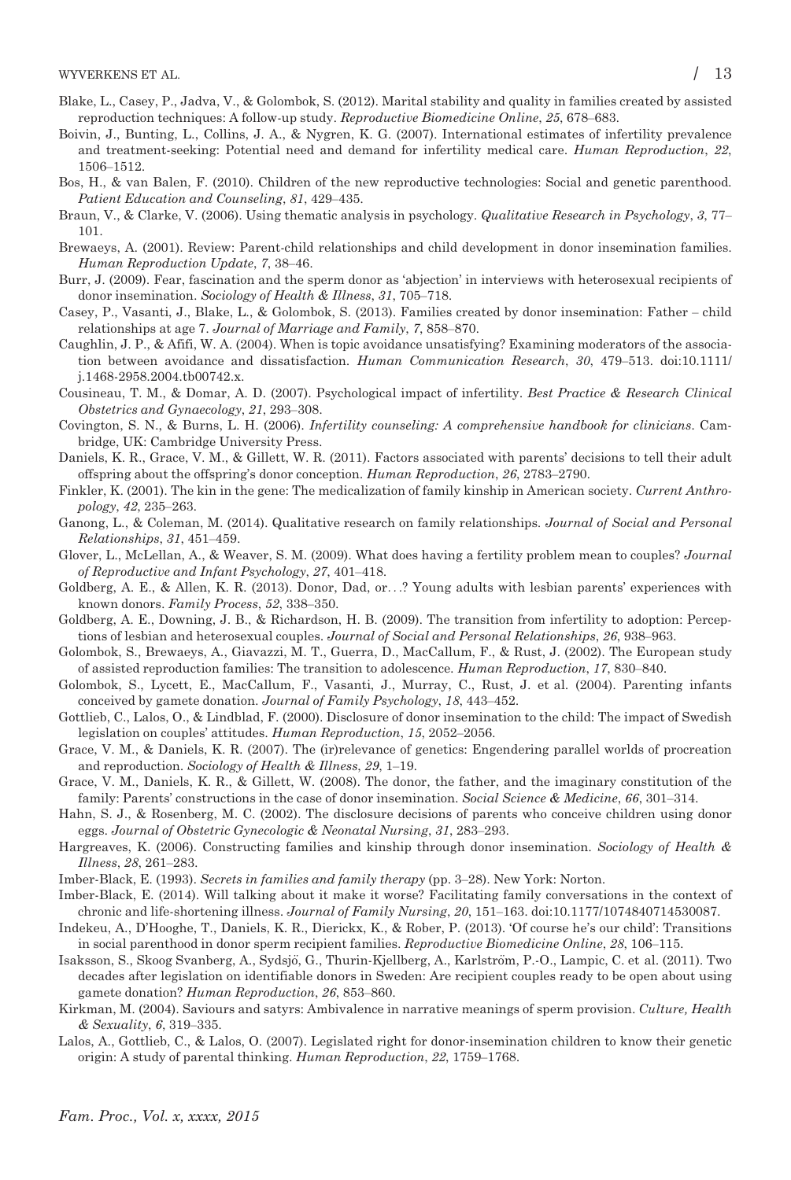Blake, L., Casey, P., Jadva, V., & Golombok, S. (2012). Marital stability and quality in families created by assisted reproduction techniques: A follow-up study. *Reproductive Biomedicine Online*, *25*, 678–683.

Boivin, J., Bunting, L., Collins, J. A., & Nygren, K. G. (2007). International estimates of infertility prevalence and treatment-seeking: Potential need and demand for infertility medical care. *Human Reproduction*, *22*, 1506–1512.

Bos, H., & van Balen, F. (2010). Children of the new reproductive technologies: Social and genetic parenthood. *Patient Education and Counseling*, *81*, 429–435.

Braun, V., & Clarke, V. (2006). Using thematic analysis in psychology. *Qualitative Research in Psychology*, *3*, 77–101.

Brewaeys, A. (2001). Review: Parent-child relationships and child development in donor insemination families. *Human Reproduction Update*, *7*, 38–46.

Burr, J. (2009). Fear, fascination and the sperm donor as 'abjection' in interviews with heterosexual recipients of donor insemination. *Sociology of Health & Illness*, *31*, 705–718.

Casey, P., Vasanti, J., Blake, L., & Golombok, S. (2013). Families created by donor insemination: Father – child relationships at age 7. *Journal of Marriage and Family*, *7*, 858–870.

Caughlin, J. P., & Afifi, W. A. (2004). When is topic avoidance unsatisfying? Examining moderators of the association between avoidance and dissatisfaction. *Human Communication Research*, *30*, 479–513. doi:10.1111/j.1468-2958.2004.tb00742.x.

Cousineau, T. M., & Domar, A. D. (2007). Psychological impact of infertility. *Best Practice & Research Clinical Obstetrics and Gynaecology*, *21*, 293–308.

Covington, S. N., & Burns, L. H. (2006). *Infertility counseling: A comprehensive handbook for clinicians*. Cambridge, UK: Cambridge University Press.

Daniels, K. R., Grace, V. M., & Gillett, W. R. (2011). Factors associated with parents' decisions to tell their adult offspring about the offspring's donor conception. *Human Reproduction*, *26*, 2783–2790.

Finkler, K. (2001). The kin in the gene: The medicalization of family kinship in American society. *Current Anthropology*, *42*, 235–263.

Ganong, L., & Coleman, M. (2014). Qualitative research on family relationships. *Journal of Social and Personal Relationships*, *31*, 451–459.

Glover, L., McLellan, A., & Weaver, S. M. (2009). What does having a fertility problem mean to couples? *Journal of Reproductive and Infant Psychology*, *27*, 401–418.

Goldberg, A. E., & Allen, K. R. (2013). Donor, Dad, or...? Young adults with lesbian parents' experiences with known donors. *Family Process*, *52*, 338–350.

Goldberg, A. E., Downing, J. B., & Richardson, H. B. (2009). The transition from infertility to adoption: Perceptions of lesbian and heterosexual couples. *Journal of Social and Personal Relationships*, *26*, 938–963.

Golombok, S., Brewaeys, A., Giavazzi, M. T., Guerra, D., MacCallum, F., & Rust, J. (2002). The European study of assisted reproduction families: The transition to adolescence. *Human Reproduction*, *17*, 830–840.

Golombok, S., Lycett, E., MacCallum, F., Vasanti, J., Murray, C., Rust, J. et al. (2004). Parenting infants conceived by gamete donation. *Journal of Family Psychology*, *18*, 443–452.

Gottlieb, C., Lalos, O., & Lindblad, F. (2000). Disclosure of donor insemination to the child: The impact of Swedish legislation on couples' attitudes. *Human Reproduction*, *15*, 2052–2056.

Grace, V. M., & Daniels, K. R. (2007). The (ir)relevance of genetics: Engendering parallel worlds of procreation and reproduction. *Sociology of Health & Illness*, *29*, 1–19.

Grace, V. M., Daniels, K. R., & Gillett, W. (2008). The donor, the father, and the imaginary constitution of the family: Parents' constructions in the case of donor insemination. *Social Science & Medicine*, *66*, 301–314.

Hahn, S. J., & Rosenberg, M. C. (2002). The disclosure decisions of parents who conceive children using donor eggs. *Journal of Obstetric Gynecologic & Neonatal Nursing*, *31*, 283–293.

Hargreaves, K. (2006). Constructing families and kinship through donor insemination. *Sociology of Health & Illness*, *28*, 261–283.

Imber-Black, E. (1993). *Secrets in families and family therapy* (pp. 3–28). New York: Norton.

Imber-Black, E. (2014). Will talking about it make it worse? Facilitating family conversations in the context of chronic and life-shortening illness. *Journal of Family Nursing*, *20*, 151–163. doi:10.1177/1074840714530087.

Indekeu, A., D'Hooghe, T., Daniels, K. R., Dierickx, K., & Rober, P. (2013). 'Of course he's our child': Transitions in social parenthood in donor sperm recipient families. *Reproductive Biomedicine Online*, *28*, 106–115.

Isaksson, S., Skoog Svanberg, A., Sydsjö, G., Thurin-Kjellberg, A., Karlström, P.-O., Lampic, C. et al. (2011). Two decades after legislation on identifiable donors in Sweden: Are recipient couples ready to be open about using gamete donation? *Human Reproduction*, *26*, 853–860.

Kirkman, M. (2004). Saviours and satyrs: Ambivalence in narrative meanings of sperm provision. *Culture, Health & Sexuality*, *6*, 319–335.

Lalos, A., Gottlieb, C., & Lalos, O. (2007). Legislated right for donor-insemination children to know their genetic origin: A study of parental thinking. *Human Reproduction*, *22*, 1759–1768.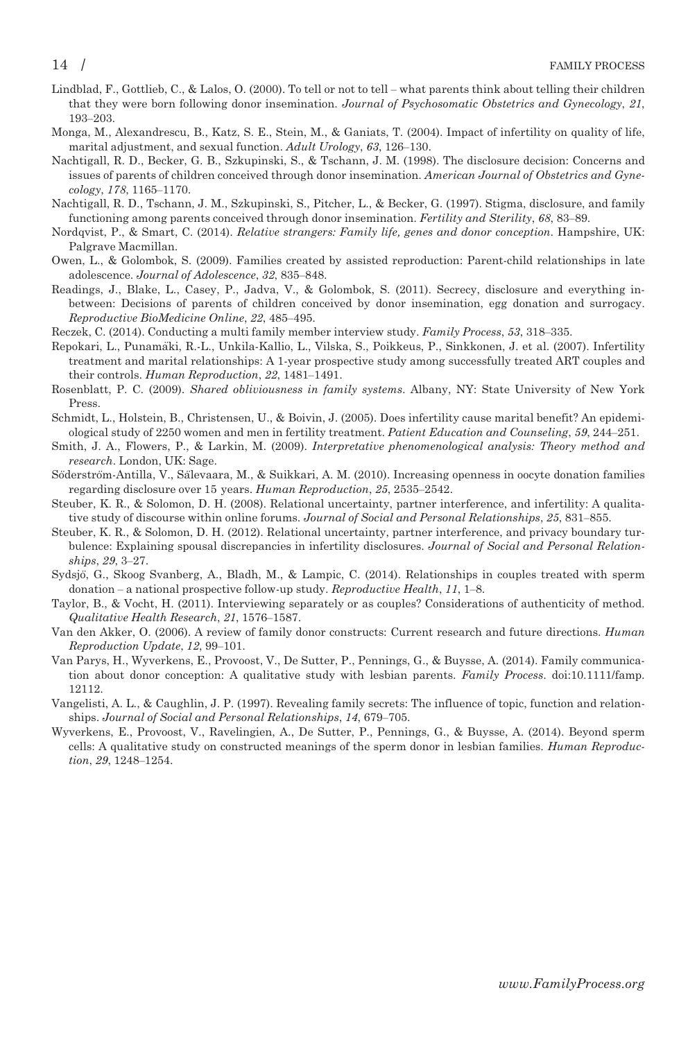Lindblad, F., Gottlieb, C., & Lalos, O. (2000). To tell or not to tell – what parents think about telling their children that they were born following donor insemination. *Journal of Psychosomatic Obstetrics and Gynecology*, *21*, 193–203.

Monga, M., Alexandrescu, B., Katz, S. E., Stein, M., & Ganiats, T. (2004). Impact of infertility on quality of life, marital adjustment, and sexual function. *Adult Urology*, *63*, 126–130.

Nachtigall, R. D., Becker, G. B., Szkupinski, S., & Tschann, J. M. (1998). The disclosure decision: Concerns and issues of parents of children conceived through donor insemination. *American Journal of Obstetrics and Gynecology*, *178*, 1165–1170.

Nachtigall, R. D., Tschann, J. M., Szkupinski, S., Pitcher, L., & Becker, G. (1997). Stigma, disclosure, and family functioning among parents conceived through donor insemination. *Fertility and Sterility*, *68*, 83–89.

Nordqvist, P., & Smart, C. (2014). *Relative strangers: Family life, genes and donor conception*. Hampshire, UK: Palgrave Macmillan.

Owen, L., & Golombok, S. (2009). Families created by assisted reproduction: Parent-child relationships in late adolescence. *Journal of Adolescence*, *32*, 835–848.

Readings, J., Blake, L., Casey, P., Jadva, V., & Golombok, S. (2011). Secrecy, disclosure and everything inbetween: Decisions of parents of children conceived by donor insemination, egg donation and surrogacy. *Reproductive BioMedicine Online*, *22*, 485–495.

Reczek, C. (2014). Conducting a multi family member interview study. *Family Process*, *53*, 318–335.

Repokari, L., Punamäki, R.-L., Unkila-Kallio, L., Vilska, S., Poikkeus, P., Sinkkonen, J. et al. (2007). Infertility treatment and marital relationships: A 1-year prospective study among successfully treated ART couples and their controls. *Human Reproduction*, *22*, 1481–1491.

Rosenblatt, P. C. (2009). *Shared obliviousness in family systems*. Albany, NY: State University of New York Press.

Schmidt, L., Holstein, B., Christensen, U., & Boivin, J. (2005). Does infertility cause marital benefit? An epidemiological study of 2250 women and men in fertility treatment. *Patient Education and Counseling*, *59*, 244–251.

Smith, J. A., Flowers, P., & Larkin, M. (2009). *Interpretative phenomenological analysis: Theory method and research*. London, UK: Sage.

Söderström-Antilla, V., Sälevaara, M., & Suikkari, A. M. (2010). Increasing openness in oocyte donation families regarding disclosure over 15 years. *Human Reproduction*, *25*, 2535–2542.

Steuber, K. R., & Solomon, D. H. (2008). Relational uncertainty, partner interference, and infertility: A qualitative study of discourse within online forums. *Journal of Social and Personal Relationships*, *25*, 831–855.

Steuber, K. R., & Solomon, D. H. (2012). Relational uncertainty, partner interference, and privacy boundary turbulence: Explaining spousal discrepancies in infertility disclosures. *Journal of Social and Personal Relationships*, *29*, 3–27.

Sydsjö, G., Skoog Svanberg, A., Bladh, M., & Lampic, C. (2014). Relationships in couples treated with sperm donation – a national prospective follow-up study. *Reproductive Health*, *11*, 1–8.

Taylor, B., & Vocht, H. (2011). Interviewing separately or as couples? Considerations of authenticity of method. *Qualitative Health Research*, *21*, 1576–1587.

Van den Akker, O. (2006). A review of family donor constructs: Current research and future directions. *Human Reproduction Update*, *12*, 99–101.

Van Parys, H., Wyverkens, E., Provoost, V., De Sutter, P., Pennings, G., & Buysse, A. (2014). Family communication about donor conception: A qualitative study with lesbian parents. *Family Process*. doi:10.1111/famp.12112.

Vangelisti, A. L., & Caughlin, J. P. (1997). Revealing family secrets: The influence of topic, function and relationships. *Journal of Social and Personal Relationships*, *14*, 679–705.

Wyverkens, E., Provoost, V., Ravelingien, A., De Sutter, P., Pennings, G., & Buysse, A. (2014). Beyond sperm cells: A qualitative study on constructed meanings of the sperm donor in lesbian families. *Human Reproduction*, *29*, 1248–1254.